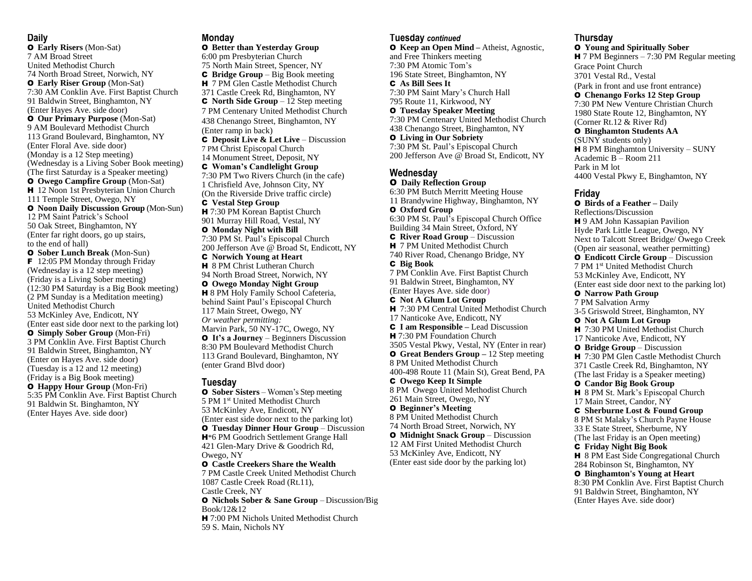## Daily

**O Early Risers** (Mon-Sat)
7 AM Broad Street
United Methodist Church
74 North Broad Street, Norwich, NY

**O Early Riser Group** (Mon-Sat)
7:30 AM Conklin Ave. First Baptist Church
91 Baldwin Street, Binghamton, NY
(Enter Hayes Ave. side door)

**O Our Primary Purpose** (Mon-Sat)
9 AM Boulevard Methodist Church
113 Grand Boulevard, Binghamton, NY
(Enter Floral Ave. side door)
(Monday is a 12 Step meeting)
(Wednesday is a Living Sober Book meeting)
(The first Saturday is a Speaker meeting)

**O Owego Campfire Group** (Mon-Sat)
**H** 12 Noon 1st Presbyterian Union Church
111 Temple Street, Owego, NY

**O Noon Daily Discussion Group** (Mon-Sun)
12 PM Saint Patrick's School
50 Oak Street, Binghamton, NY
(Enter far right doors, go up stairs, to the end of hall)

**O Sober Lunch Break** (Mon-Sun)
**F** 12:05 PM Monday through Friday
(Wednesday is a 12 step meeting)
(Friday is a Living Sober meeting)
(12:30 PM Saturday is a Big Book meeting)
(2 PM Sunday is a Meditation meeting)
United Methodist Church
53 McKinley Ave, Endicott, NY
(Enter east side door next to the parking lot)

**O Simply Sober Group** (Mon-Fri)
3 PM Conklin Ave. First Baptist Church
91 Baldwin Street, Binghamton, NY
(Enter on Hayes Ave. side door)
(Tuesday is a 12 and 12 meeting)
(Friday is a Big Book meeting)

**O Happy Hour Group** (Mon-Fri)
5:35 PM Conklin Ave. First Baptist Church
91 Baldwin St. Binghamton, NY
(Enter Hayes Ave. side door)

## Monday

**O Better than Yesterday Group**
6:00 pm Presbyterian Church
75 North Main Street, Spencer, NY

**C Bridge Group** – Big Book meeting
**H** 7 PM Glen Castle Methodist Church
371 Castle Creek Rd, Binghamton, NY

**C North Side Group** – 12 Step meeting
7 PM Centenary United Methodist Church
438 Chenango Street, Binghamton, NY
(Enter ramp in back)

**C Deposit Live & Let Live** – Discussion
7 PM Christ Episcopal Church
14 Monument Street, Deposit, NY

**C Woman's Candlelight Group**
7:30 PM Two Rivers Church (in the cafe)
1 Chrisfield Ave, Johnson City, NY
(On the Riverside Drive traffic circle)

**C Vestal Step Group**
**H** 7:30 PM Korean Baptist Church
901 Murray Hill Road, Vestal, NY

**O Monday Night with Bill**
7:30 PM St. Paul's Episcopal Church
200 Jefferson Ave @ Broad St, Endicott, NY

**C Norwich Young at Heart**
**H** 8 PM Christ Lutheran Church
94 North Broad Street, Norwich, NY

**O Owego Monday Night Group**
**H** 8 PM Holy Family School Cafeteria, behind Saint Paul's Episcopal Church
117 Main Street, Owego, NY
*Or weather permitting:*
Marvin Park, 50 NY-17C, Owego, NY

**O It's a Journey** – Beginners Discussion
8:30 PM Boulevard Methodist Church
113 Grand Boulevard, Binghamton, NY
(enter Grand Blvd door)

## Tuesday

**O Sober Sisters** – Women's Step meeting
5 PM 1st United Methodist Church
53 McKinley Ave, Endicott, NY
(Enter east side door next to the parking lot)

**O Tuesday Dinner Hour Group** – Discussion
**H**\*6 PM Goodrich Settlement Grange Hall
421 Glen-Mary Drive & Goodrich Rd, Owego, NY

**O Castle Creekers Share the Wealth**
7 PM Castle Creek United Methodist Church
1087 Castle Creek Road (Rt.11), Castle Creek, NY

**O Nichols Sober & Sane Group** – Discussion/Big Book/12&12
**H** 7:00 PM Nichols United Methodist Church
59 S. Main, Nichols NY

## Tuesday *continued*

**O Keep an Open Mind** – Atheist, Agnostic, and Free Thinkers meeting
7:30 PM Atomic Tom's
196 State Street, Binghamton, NY

**C As Bill Sees It**
7:30 PM Saint Mary's Church Hall
795 Route 11, Kirkwood, NY

**O Tuesday Speaker Meeting**
7:30 PM Centenary United Methodist Church
438 Chenango Street, Binghamton, NY

**O Living in Our Sobriety**
7:30 PM St. Paul's Episcopal Church
200 Jefferson Ave @ Broad St, Endicott, NY

## Wednesday

**O Daily Reflection Group**
6:30 PM Butch Merritt Meeting House
11 Brandywine Highway, Binghamton, NY

**O Oxford Group**
6:30 PM St. Paul's Episcopal Church Office Building 34 Main Street, Oxford, NY

**C River Road Group** – Discussion
**H** 7 PM United Methodist Church
740 River Road, Chenango Bridge, NY

**C Big Book**
7 PM Conklin Ave. First Baptist Church
91 Baldwin Street, Binghamton, NY
(Enter Hayes Ave. side door)

**C Not A Glum Lot Group**
**H** 7:30 PM Central United Methodist Church
17 Nanticoke Ave, Endicott, NY

**C I am Responsible** – Lead Discussion
**H** 7:30 PM Foundation Church
3505 Vestal Pkwy, Vestal, NY (Enter in rear)

**O Great Benders Group** – 12 Step meeting
8 PM United Methodist Church
400-498 Route 11 (Main St), Great Bend, PA

**C Owego Keep It Simple**
8 PM Owego United Methodist Church
261 Main Street, Owego, NY

**O Beginner's Meeting**
8 PM United Methodist Church
74 North Broad Street, Norwich, NY

**O Midnight Snack Group** – Discussion
12 AM First United Methodist Church
53 McKinley Ave, Endicott, NY
(Enter east side door by the parking lot)

## Thursday

**O Young and Spiritually Sober**
**H** 7 PM Beginners – 7:30 PM Regular meeting
Grace Point Church
3701 Vestal Rd., Vestal
(Park in front and use front entrance)

**O Chenango Forks 12 Step Group**
7:30 PM New Venture Christian Church
1980 State Route 12, Binghamton, NY
(Corner Rt.12 & River Rd)

**O Binghamton Students AA**
(SUNY students only)
**H** 8 PM Binghamton University – SUNY
Academic B – Room 211
Park in M lot
4400 Vestal Pkwy E, Binghamton, NY

## Friday

**O Birds of a Feather** – Daily Reflections/Discussion
**H** 9 AM John Kassapian Pavilion
Hyde Park Little League, Owego, NY
Next to Talcott Street Bridge/ Owego Creek
(Open air seasonal, weather permitting)

**O Endicott Circle Group** – Discussion
7 PM 1st United Methodist Church
53 McKinley Ave, Endicott, NY
(Enter east side door next to the parking lot)

**O Narrow Path Group**
7 PM Salvation Army
3-5 Griswold Street, Binghamton, NY

**O Not A Glum Lot Group**
**H** 7:30 PM United Methodist Church
17 Nanticoke Ave, Endicott, NY

**O Bridge Group** – Discussion
**H** 7:30 PM Glen Castle Methodist Church
371 Castle Creek Rd, Binghamton, NY
(The last Friday is a Speaker meeting)

**O Candor Big Book Group**
**H** 8 PM St. Mark's Episcopal Church
17 Main Street, Candor, NY

**C Sherburne Lost & Found Group**
8 PM St Malaky's Church Payne House
33 E State Street, Sherburne, NY
(The last Friday is an Open meeting)

**C Friday Night Big Book**
**H** 8 PM East Side Congregational Church
284 Robinson St, Binghamton, NY

**O Binghamton's Young at Heart**
8:30 PM Conklin Ave. First Baptist Church
91 Baldwin Street, Binghamton, NY
(Enter Hayes Ave. side door)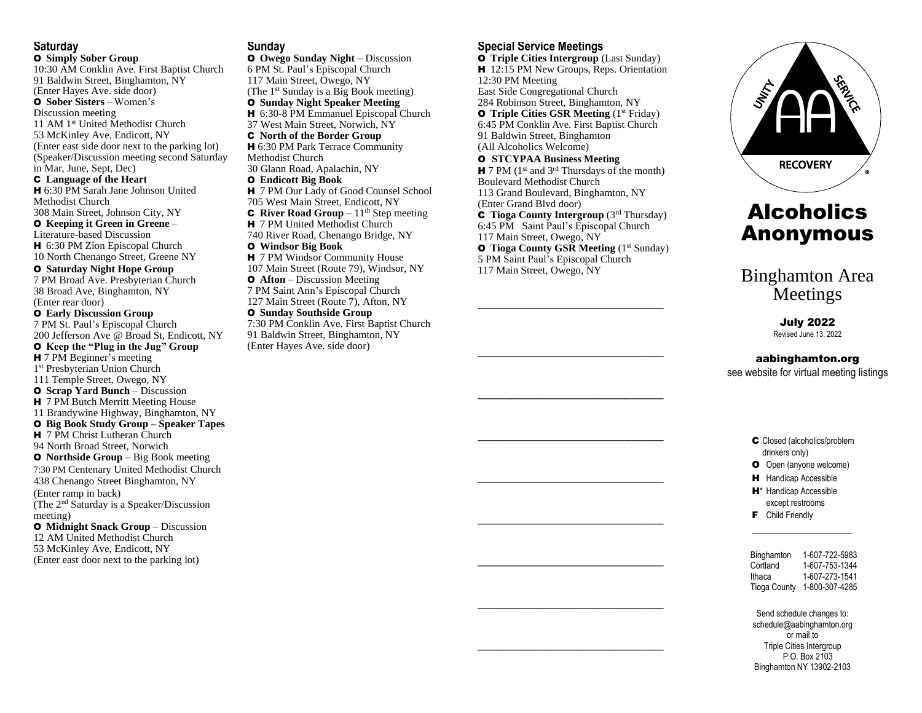## Saturday

**O Simply Sober Group**
10:30 AM Conklin Ave. First Baptist Church
91 Baldwin Street, Binghamton, NY
(Enter Hayes Ave. side door)

**O Sober Sisters** – Women's Discussion meeting
11 AM 1st United Methodist Church
53 McKinley Ave, Endicott, NY
(Enter east side door next to the parking lot)
(Speaker/Discussion meeting second Saturday in Mar, June, Sept, Dec)

**C Language of the Heart**
H 6:30 PM Sarah Jane Johnson United Methodist Church
308 Main Street, Johnson City, NY

**O Keeping it Green in Greene** – Literature-based Discussion
H 6:30 PM Zion Episcopal Church
10 North Chenango Street, Greene NY

**O Saturday Night Hope Group**
7 PM Broad Ave. Presbyterian Church
38 Broad Ave, Binghamton, NY
(Enter rear door)

**O Early Discussion Group**
7 PM St. Paul's Episcopal Church
200 Jefferson Ave @ Broad St, Endicott, NY

**O Keep the "Plug in the Jug" Group**
H 7 PM Beginner's meeting
1st Presbyterian Union Church
111 Temple Street, Owego, NY

**O Scrap Yard Bunch** – Discussion
H 7 PM Butch Merritt Meeting House
11 Brandywine Highway, Binghamton, NY

**O Big Book Study Group – Speaker Tapes**
H 7 PM Christ Lutheran Church
94 North Broad Street, Norwich

**O Northside Group** – Big Book meeting
7:30 PM Centenary United Methodist Church
438 Chenango Street Binghamton, NY
(Enter ramp in back)
(The 2nd Saturday is a Speaker/Discussion meeting)

**O Midnight Snack Group** – Discussion
12 AM United Methodist Church
53 McKinley Ave, Endicott, NY
(Enter east door next to the parking lot)

## Sunday

**O Owego Sunday Night** – Discussion
6 PM St. Paul's Episcopal Church
117 Main Street, Owego, NY
(The 1st Sunday is a Big Book meeting)

**O Sunday Night Speaker Meeting**
H 6:30-8 PM Emmanuel Episcopal Church
37 West Main Street, Norwich, NY

**C North of the Border Group**
H 6:30 PM Park Terrace Community Methodist Church
30 Glann Road, Apalachin, NY

**O Endicott Big Book**
H 7 PM Our Lady of Good Counsel School
705 West Main Street, Endicott, NY

**C River Road Group** – 11th Step meeting
H 7 PM United Methodist Church
740 River Road, Chenango Bridge, NY

**O Windsor Big Book**
H 7 PM Windsor Community House
107 Main Street (Route 79), Windsor, NY

**O Afton** – Discussion Meeting
7 PM Saint Ann's Episcopal Church
127 Main Street (Route 7), Afton, NY

**O Sunday Southside Group**
7:30 PM Conklin Ave. First Baptist Church
91 Baldwin Street, Binghamton, NY
(Enter Hayes Ave. side door)

## Special Service Meetings

**O Triple Cities Intergroup** (Last Sunday)
H 12:15 PM New Groups, Reps. Orientation
12:30 PM Meeting
East Side Congregational Church
284 Robinson Street, Binghamton, NY

**O Triple Cities GSR Meeting** (1st Friday)
6:45 PM Conklin Ave. First Baptist Church
91 Baldwin Street, Binghamton
(All Alcoholics Welcome)

**O STCYPAA Business Meeting**
H 7 PM (1st and 3rd Thursdays of the month)
Boulevard Methodist Church
113 Grand Boulevard, Binghamton, NY
(Enter Grand Blvd door)

**C Tioga County Intergroup** (3rd Thursday)
6:45 PM Saint Paul's Episcopal Church
117 Main Street, Owego, NY

**O Tioga County GSR Meeting** (1st Sunday)
5 PM Saint Paul's Episcopal Church
117 Main Street, Owego, NY

___________________________________

___________________________________

___________________________________

___________________________________

___________________________________

___________________________________

___________________________________

___________________________________

___________________________________

UNITY SERVICE RECOVERY

# Alcoholics Anonymous

## Binghamton Area Meetings

**July 2022**
Revised June 13, 2022

**aabinghamton.org**
see website for virtual meeting listings

- **C** Closed (alcoholics/problem drinkers only)
- **O** Open (anyone welcome)
- **H** Handicap Accessible
- **H*** Handicap Accessible except restrooms
- **F** Child Friendly

| | |
|---|---|
| Binghamton | 1-607-722-5983 |
| Cortland | 1-607-753-1344 |
| Ithaca | 1-607-273-1541 |
| Tioga County | 1-800-307-4285 |

Send schedule changes to:
schedule@aabinghamton.org
or mail to
Triple Cities Intergroup
P.O. Box 2103
Binghamton NY 13902-2103